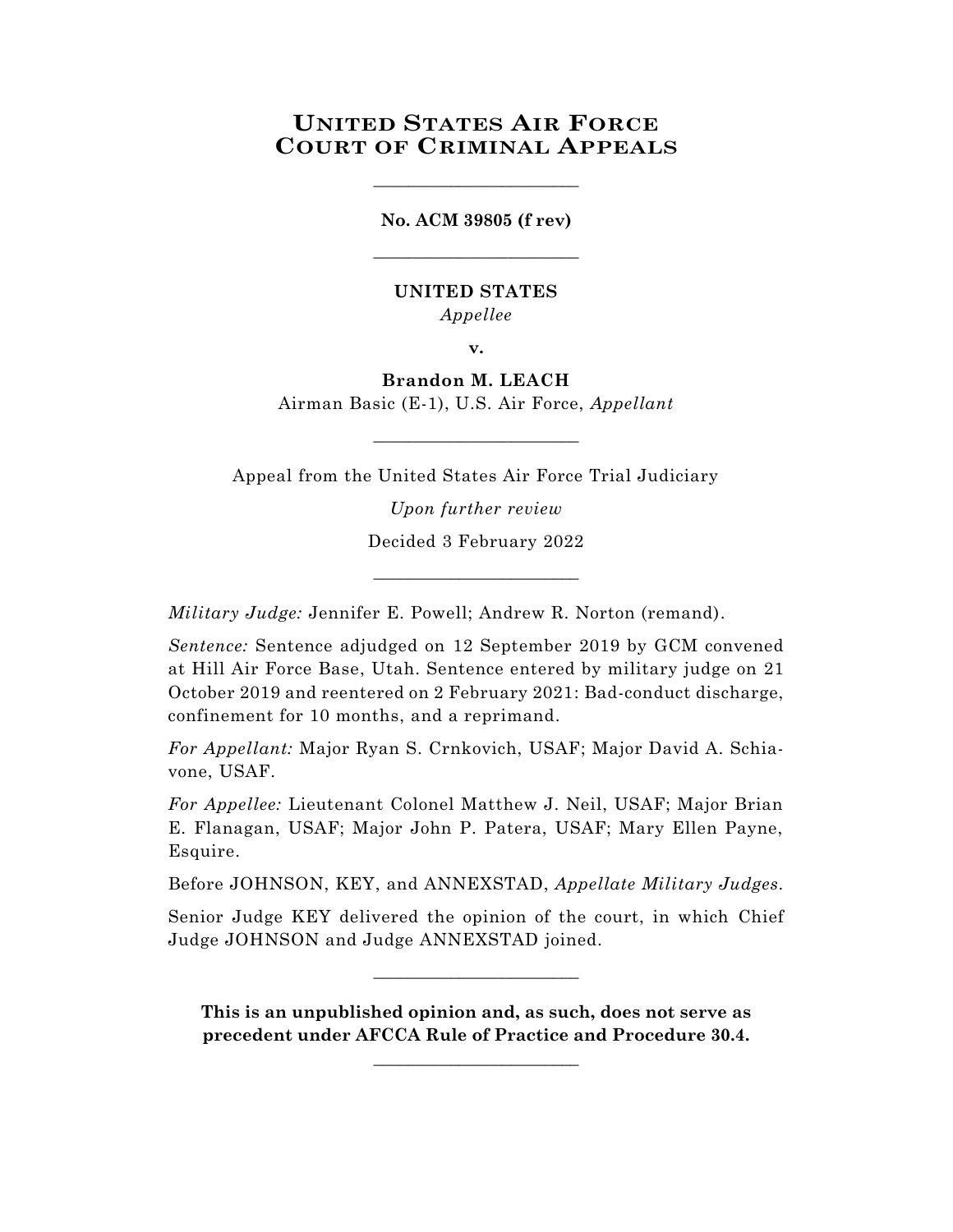# United States Air Force Court of Criminal Appeals

---

**No. ACM 39805 (f rev)**

---

**UNITED STATES**
*Appellee*

**v.**

**Brandon M. LEACH**
Airman Basic (E-1), U.S. Air Force, *Appellant*

---

Appeal from the United States Air Force Trial Judiciary

*Upon further review*

Decided 3 February 2022

---

*Military Judge:* Jennifer E. Powell; Andrew R. Norton (remand).

*Sentence:* Sentence adjudged on 12 September 2019 by GCM convened at Hill Air Force Base, Utah. Sentence entered by military judge on 21 October 2019 and reentered on 2 February 2021: Bad-conduct discharge, confinement for 10 months, and a reprimand.

*For Appellant:* Major Ryan S. Crnkovich, USAF; Major David A. Schiavone, USAF.

*For Appellee:* Lieutenant Colonel Matthew J. Neil, USAF; Major Brian E. Flanagan, USAF; Major John P. Patera, USAF; Mary Ellen Payne, Esquire.

Before JOHNSON, KEY, and ANNEXSTAD, *Appellate Military Judges*.

Senior Judge KEY delivered the opinion of the court, in which Chief Judge JOHNSON and Judge ANNEXSTAD joined.

---

**This is an unpublished opinion and, as such, does not serve as precedent under AFCCA Rule of Practice and Procedure 30.4.**

---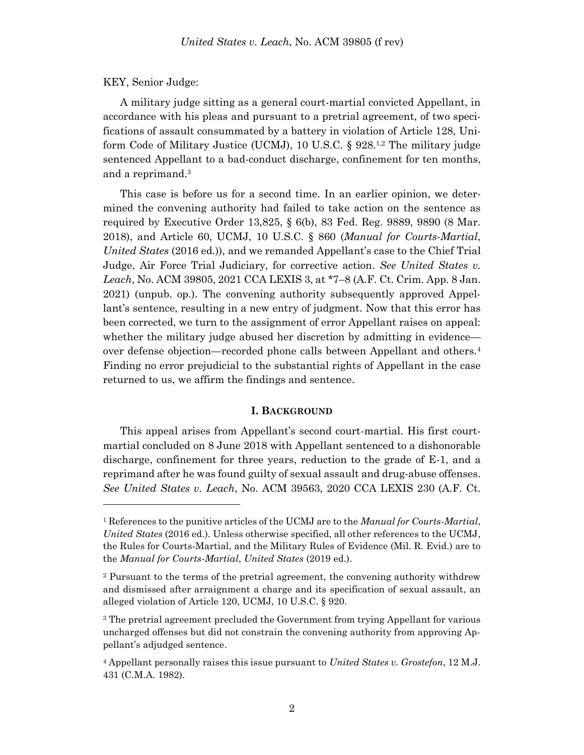KEY, Senior Judge:

A military judge sitting as a general court-martial convicted Appellant, in accordance with his pleas and pursuant to a pretrial agreement, of two specifications of assault consummated by a battery in violation of Article 128, Uniform Code of Military Justice (UCMJ), 10 U.S.C. § 928.[1,2] The military judge sentenced Appellant to a bad-conduct discharge, confinement for ten months, and a reprimand.[3]

This case is before us for a second time. In an earlier opinion, we determined the convening authority had failed to take action on the sentence as required by Executive Order 13,825, § 6(b), 83 Fed. Reg. 9889, 9890 (8 Mar. 2018), and Article 60, UCMJ, 10 U.S.C. § 860 (*Manual for Courts-Martial*, *United States* (2016 ed.)), and we remanded Appellant's case to the Chief Trial Judge, Air Force Trial Judiciary, for corrective action. *See United States v. Leach*, No. ACM 39805, 2021 CCA LEXIS 3, at \*7–8 (A.F. Ct. Crim. App. 8 Jan. 2021) (unpub. op.). The convening authority subsequently approved Appellant's sentence, resulting in a new entry of judgment. Now that this error has been corrected, we turn to the assignment of error Appellant raises on appeal: whether the military judge abused her discretion by admitting in evidence—over defense objection—recorded phone calls between Appellant and others.[4] Finding no error prejudicial to the substantial rights of Appellant in the case returned to us, we affirm the findings and sentence.

## I. BACKGROUND

This appeal arises from Appellant's second court-martial. His first court-martial concluded on 8 June 2018 with Appellant sentenced to a dishonorable discharge, confinement for three years, reduction to the grade of E-1, and a reprimand after he was found guilty of sexual assault and drug-abuse offenses. *See United States v. Leach*, No. ACM 39563, 2020 CCA LEXIS 230 (A.F. Ct.

---

[1] References to the punitive articles of the UCMJ are to the *Manual for Courts-Martial*, *United States* (2016 ed.). Unless otherwise specified, all other references to the UCMJ, the Rules for Courts-Martial, and the Military Rules of Evidence (Mil. R. Evid.) are to the *Manual for Courts-Martial*, *United States* (2019 ed.).

[2] Pursuant to the terms of the pretrial agreement, the convening authority withdrew and dismissed after arraignment a charge and its specification of sexual assault, an alleged violation of Article 120, UCMJ, 10 U.S.C. § 920.

[3] The pretrial agreement precluded the Government from trying Appellant for various uncharged offenses but did not constrain the convening authority from approving Appellant's adjudged sentence.

[4] Appellant personally raises this issue pursuant to *United States v. Grostefon*, 12 M.J. 431 (C.M.A. 1982).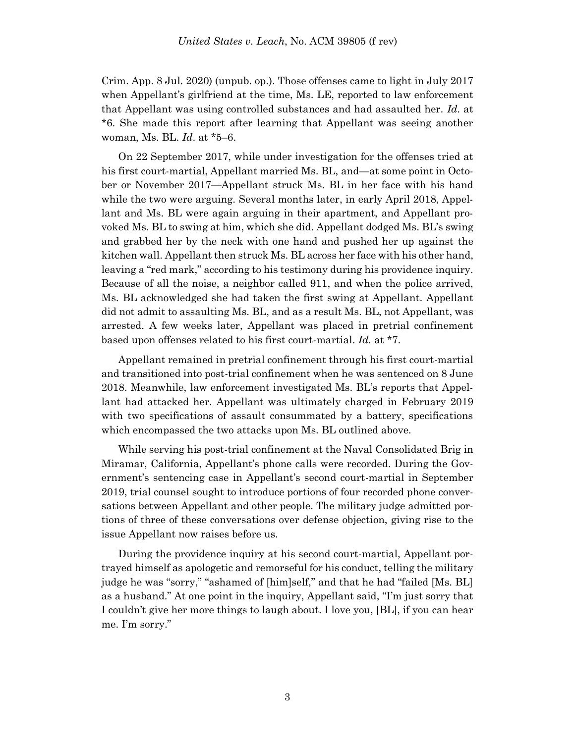Crim. App. 8 Jul. 2020) (unpub. op.). Those offenses came to light in July 2017 when Appellant's girlfriend at the time, Ms. LE, reported to law enforcement that Appellant was using controlled substances and had assaulted her. *Id.* at *6. She made this report after learning that Appellant was seeing another woman, Ms. BL. *Id.* at *5–6.

On 22 September 2017, while under investigation for the offenses tried at his first court-martial, Appellant married Ms. BL, and—at some point in October or November 2017—Appellant struck Ms. BL in her face with his hand while the two were arguing. Several months later, in early April 2018, Appellant and Ms. BL were again arguing in their apartment, and Appellant provoked Ms. BL to swing at him, which she did. Appellant dodged Ms. BL's swing and grabbed her by the neck with one hand and pushed her up against the kitchen wall. Appellant then struck Ms. BL across her face with his other hand, leaving a "red mark," according to his testimony during his providence inquiry. Because of all the noise, a neighbor called 911, and when the police arrived, Ms. BL acknowledged she had taken the first swing at Appellant. Appellant did not admit to assaulting Ms. BL, and as a result Ms. BL, not Appellant, was arrested. A few weeks later, Appellant was placed in pretrial confinement based upon offenses related to his first court-martial. *Id.* at *7.

Appellant remained in pretrial confinement through his first court-martial and transitioned into post-trial confinement when he was sentenced on 8 June 2018. Meanwhile, law enforcement investigated Ms. BL's reports that Appellant had attacked her. Appellant was ultimately charged in February 2019 with two specifications of assault consummated by a battery, specifications which encompassed the two attacks upon Ms. BL outlined above.

While serving his post-trial confinement at the Naval Consolidated Brig in Miramar, California, Appellant's phone calls were recorded. During the Government's sentencing case in Appellant's second court-martial in September 2019, trial counsel sought to introduce portions of four recorded phone conversations between Appellant and other people. The military judge admitted portions of three of these conversations over defense objection, giving rise to the issue Appellant now raises before us.

During the providence inquiry at his second court-martial, Appellant portrayed himself as apologetic and remorseful for his conduct, telling the military judge he was "sorry," "ashamed of [him]self," and that he had "failed [Ms. BL] as a husband." At one point in the inquiry, Appellant said, "I'm just sorry that I couldn't give her more things to laugh about. I love you, [BL], if you can hear me. I'm sorry."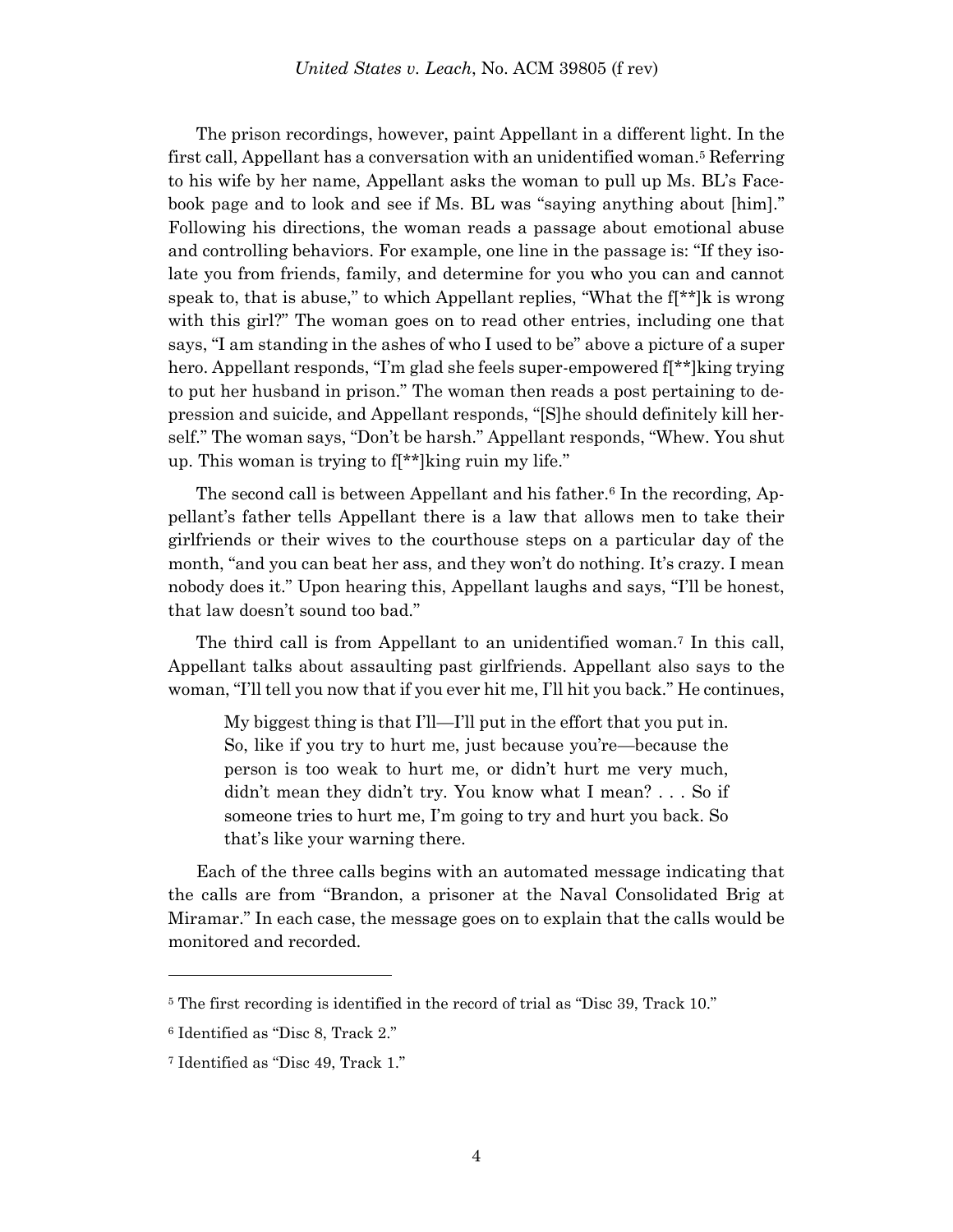The prison recordings, however, paint Appellant in a different light. In the first call, Appellant has a conversation with an unidentified woman.[5] Referring to his wife by her name, Appellant asks the woman to pull up Ms. BL's Facebook page and to look and see if Ms. BL was "saying anything about [him]." Following his directions, the woman reads a passage about emotional abuse and controlling behaviors. For example, one line in the passage is: "If they isolate you from friends, family, and determine for you who you can and cannot speak to, that is abuse," to which Appellant replies, "What the f[**]k is wrong with this girl?" The woman goes on to read other entries, including one that says, "I am standing in the ashes of who I used to be" above a picture of a super hero. Appellant responds, "I'm glad she feels super-empowered f[**]king trying to put her husband in prison." The woman then reads a post pertaining to depression and suicide, and Appellant responds, "[S]he should definitely kill herself." The woman says, "Don't be harsh." Appellant responds, "Whew. You shut up. This woman is trying to f[**]king ruin my life."

The second call is between Appellant and his father.[6] In the recording, Appellant's father tells Appellant there is a law that allows men to take their girlfriends or their wives to the courthouse steps on a particular day of the month, "and you can beat her ass, and they won't do nothing. It's crazy. I mean nobody does it." Upon hearing this, Appellant laughs and says, "I'll be honest, that law doesn't sound too bad."

The third call is from Appellant to an unidentified woman.[7] In this call, Appellant talks about assaulting past girlfriends. Appellant also says to the woman, "I'll tell you now that if you ever hit me, I'll hit you back." He continues,

> My biggest thing is that I'll—I'll put in the effort that you put in. So, like if you try to hurt me, just because you're—because the person is too weak to hurt me, or didn't hurt me very much, didn't mean they didn't try. You know what I mean? . . . So if someone tries to hurt me, I'm going to try and hurt you back. So that's like your warning there.

Each of the three calls begins with an automated message indicating that the calls are from "Brandon, a prisoner at the Naval Consolidated Brig at Miramar." In each case, the message goes on to explain that the calls would be monitored and recorded.

---

[5] The first recording is identified in the record of trial as "Disc 39, Track 10."

[6] Identified as "Disc 8, Track 2."

[7] Identified as "Disc 49, Track 1."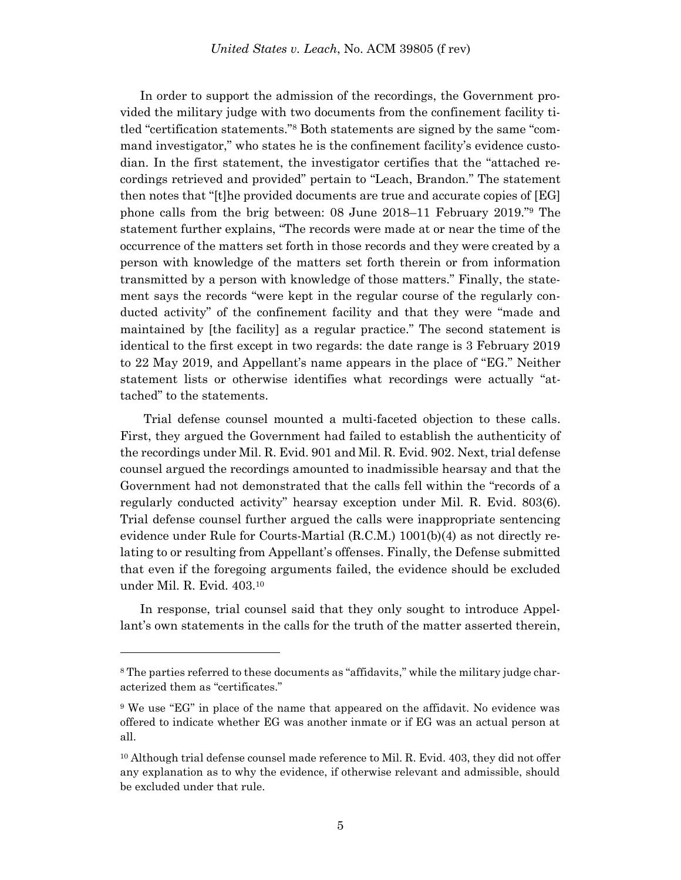In order to support the admission of the recordings, the Government provided the military judge with two documents from the confinement facility titled "certification statements."[8] Both statements are signed by the same "command investigator," who states he is the confinement facility's evidence custodian. In the first statement, the investigator certifies that the "attached recordings retrieved and provided" pertain to "Leach, Brandon." The statement then notes that "[t]he provided documents are true and accurate copies of [EG] phone calls from the brig between: 08 June 2018–11 February 2019."[9] The statement further explains, "The records were made at or near the time of the occurrence of the matters set forth in those records and they were created by a person with knowledge of the matters set forth therein or from information transmitted by a person with knowledge of those matters." Finally, the statement says the records "were kept in the regular course of the regularly conducted activity" of the confinement facility and that they were "made and maintained by [the facility] as a regular practice." The second statement is identical to the first except in two regards: the date range is 3 February 2019 to 22 May 2019, and Appellant's name appears in the place of "EG." Neither statement lists or otherwise identifies what recordings were actually "attached" to the statements.

Trial defense counsel mounted a multi-faceted objection to these calls. First, they argued the Government had failed to establish the authenticity of the recordings under Mil. R. Evid. 901 and Mil. R. Evid. 902. Next, trial defense counsel argued the recordings amounted to inadmissible hearsay and that the Government had not demonstrated that the calls fell within the "records of a regularly conducted activity" hearsay exception under Mil. R. Evid. 803(6). Trial defense counsel further argued the calls were inappropriate sentencing evidence under Rule for Courts-Martial (R.C.M.) 1001(b)(4) as not directly relating to or resulting from Appellant's offenses. Finally, the Defense submitted that even if the foregoing arguments failed, the evidence should be excluded under Mil. R. Evid. 403.[10]

In response, trial counsel said that they only sought to introduce Appellant's own statements in the calls for the truth of the matter asserted therein,

---

[8] The parties referred to these documents as "affidavits," while the military judge characterized them as "certificates."

[9] We use "EG" in place of the name that appeared on the affidavit. No evidence was offered to indicate whether EG was another inmate or if EG was an actual person at all.

[10] Although trial defense counsel made reference to Mil. R. Evid. 403, they did not offer any explanation as to why the evidence, if otherwise relevant and admissible, should be excluded under that rule.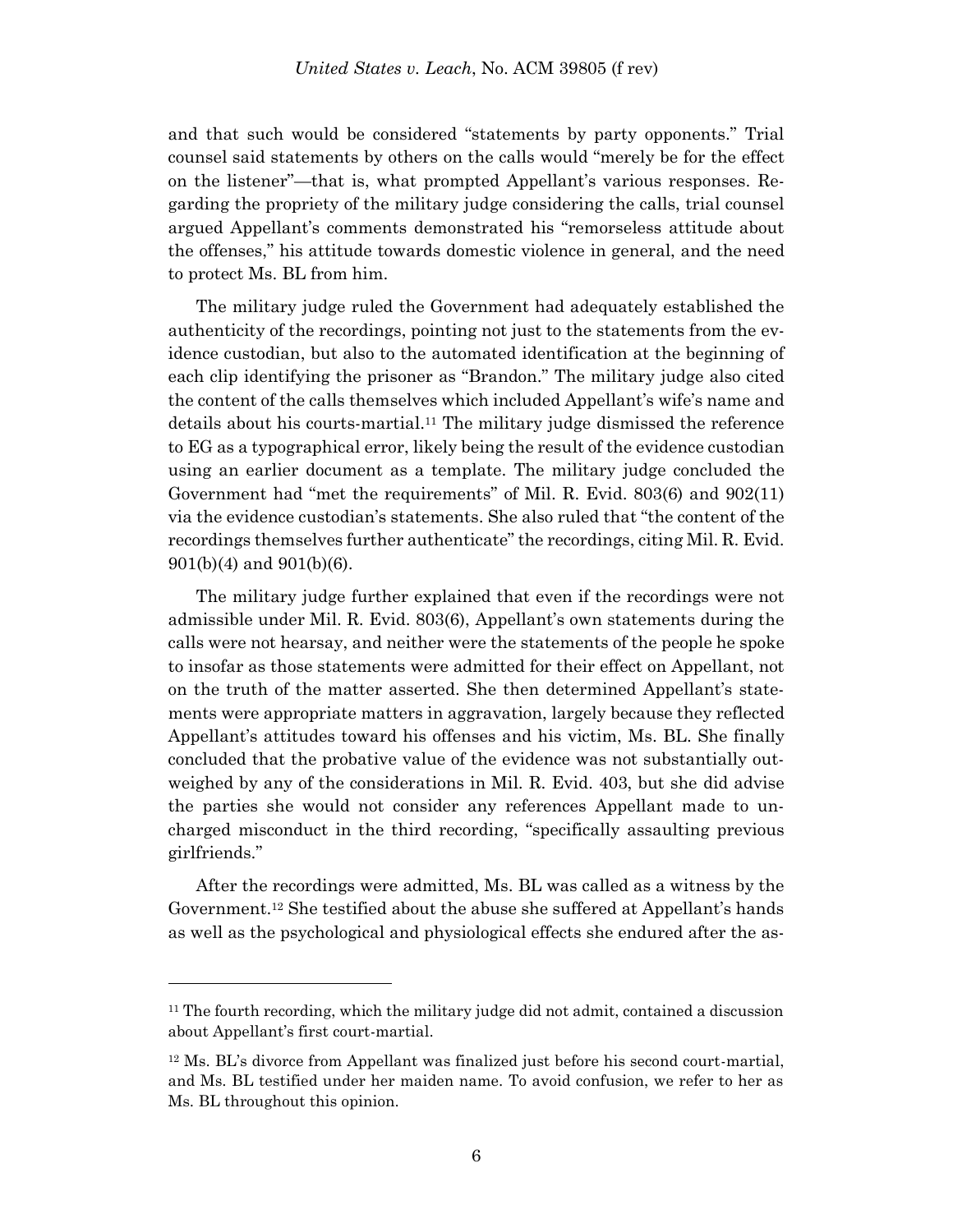and that such would be considered "statements by party opponents." Trial counsel said statements by others on the calls would "merely be for the effect on the listener"—that is, what prompted Appellant's various responses. Regarding the propriety of the military judge considering the calls, trial counsel argued Appellant's comments demonstrated his "remorseless attitude about the offenses," his attitude towards domestic violence in general, and the need to protect Ms. BL from him.

The military judge ruled the Government had adequately established the authenticity of the recordings, pointing not just to the statements from the evidence custodian, but also to the automated identification at the beginning of each clip identifying the prisoner as "Brandon." The military judge also cited the content of the calls themselves which included Appellant's wife's name and details about his courts-martial.[11] The military judge dismissed the reference to EG as a typographical error, likely being the result of the evidence custodian using an earlier document as a template. The military judge concluded the Government had "met the requirements" of Mil. R. Evid. 803(6) and 902(11) via the evidence custodian's statements. She also ruled that "the content of the recordings themselves further authenticate" the recordings, citing Mil. R. Evid. 901(b)(4) and 901(b)(6).

The military judge further explained that even if the recordings were not admissible under Mil. R. Evid. 803(6), Appellant's own statements during the calls were not hearsay, and neither were the statements of the people he spoke to insofar as those statements were admitted for their effect on Appellant, not on the truth of the matter asserted. She then determined Appellant's statements were appropriate matters in aggravation, largely because they reflected Appellant's attitudes toward his offenses and his victim, Ms. BL. She finally concluded that the probative value of the evidence was not substantially outweighed by any of the considerations in Mil. R. Evid. 403, but she did advise the parties she would not consider any references Appellant made to uncharged misconduct in the third recording, "specifically assaulting previous girlfriends."

After the recordings were admitted, Ms. BL was called as a witness by the Government.[12] She testified about the abuse she suffered at Appellant's hands as well as the psychological and physiological effects she endured after the as-

---

[11] The fourth recording, which the military judge did not admit, contained a discussion about Appellant's first court-martial.

[12] Ms. BL's divorce from Appellant was finalized just before his second court-martial, and Ms. BL testified under her maiden name. To avoid confusion, we refer to her as Ms. BL throughout this opinion.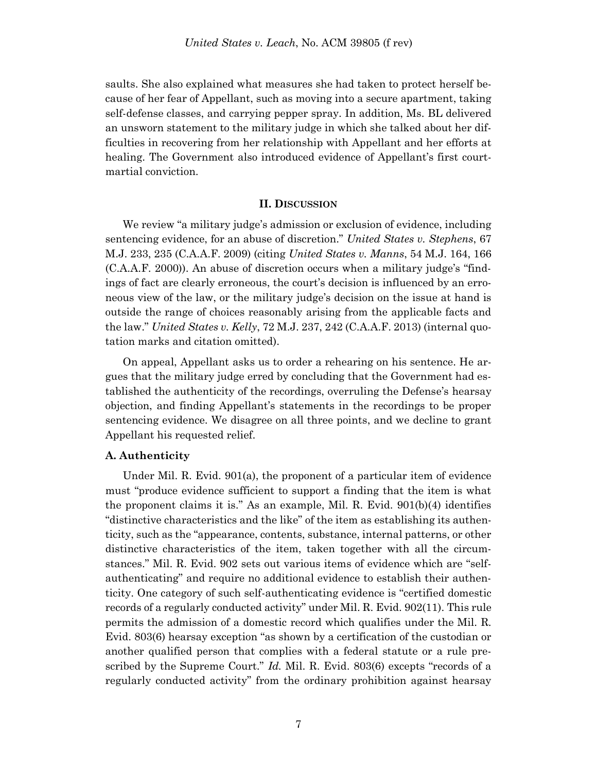saults. She also explained what measures she had taken to protect herself because of her fear of Appellant, such as moving into a secure apartment, taking self-defense classes, and carrying pepper spray. In addition, Ms. BL delivered an unsworn statement to the military judge in which she talked about her difficulties in recovering from her relationship with Appellant and her efforts at healing. The Government also introduced evidence of Appellant's first court-martial conviction.

## II. DISCUSSION

We review "a military judge's admission or exclusion of evidence, including sentencing evidence, for an abuse of discretion." *United States v. Stephens*, 67 M.J. 233, 235 (C.A.A.F. 2009) (citing *United States v. Manns*, 54 M.J. 164, 166 (C.A.A.F. 2000)). An abuse of discretion occurs when a military judge's "findings of fact are clearly erroneous, the court's decision is influenced by an erroneous view of the law, or the military judge's decision on the issue at hand is outside the range of choices reasonably arising from the applicable facts and the law." *United States v. Kelly*, 72 M.J. 237, 242 (C.A.A.F. 2013) (internal quotation marks and citation omitted).

On appeal, Appellant asks us to order a rehearing on his sentence. He argues that the military judge erred by concluding that the Government had established the authenticity of the recordings, overruling the Defense's hearsay objection, and finding Appellant's statements in the recordings to be proper sentencing evidence. We disagree on all three points, and we decline to grant Appellant his requested relief.

### A. Authenticity

Under Mil. R. Evid. 901(a), the proponent of a particular item of evidence must "produce evidence sufficient to support a finding that the item is what the proponent claims it is." As an example, Mil. R. Evid. 901(b)(4) identifies "distinctive characteristics and the like" of the item as establishing its authenticity, such as the "appearance, contents, substance, internal patterns, or other distinctive characteristics of the item, taken together with all the circumstances." Mil. R. Evid. 902 sets out various items of evidence which are "self-authenticating" and require no additional evidence to establish their authenticity. One category of such self-authenticating evidence is "certified domestic records of a regularly conducted activity" under Mil. R. Evid. 902(11). This rule permits the admission of a domestic record which qualifies under the Mil. R. Evid. 803(6) hearsay exception "as shown by a certification of the custodian or another qualified person that complies with a federal statute or a rule prescribed by the Supreme Court." *Id.* Mil. R. Evid. 803(6) excepts "records of a regularly conducted activity" from the ordinary prohibition against hearsay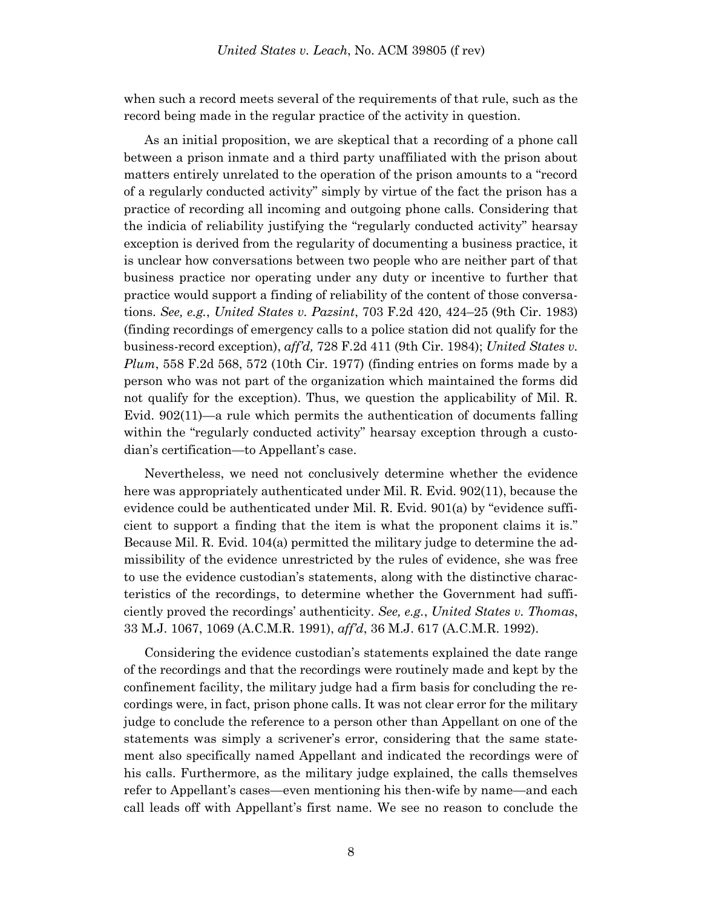when such a record meets several of the requirements of that rule, such as the record being made in the regular practice of the activity in question.

As an initial proposition, we are skeptical that a recording of a phone call between a prison inmate and a third party unaffiliated with the prison about matters entirely unrelated to the operation of the prison amounts to a "record of a regularly conducted activity" simply by virtue of the fact the prison has a practice of recording all incoming and outgoing phone calls. Considering that the indicia of reliability justifying the "regularly conducted activity" hearsay exception is derived from the regularity of documenting a business practice, it is unclear how conversations between two people who are neither part of that business practice nor operating under any duty or incentive to further that practice would support a finding of reliability of the content of those conversations. *See, e.g.*, *United States v. Pazsint*, 703 F.2d 420, 424–25 (9th Cir. 1983) (finding recordings of emergency calls to a police station did not qualify for the business-record exception), *aff'd,* 728 F.2d 411 (9th Cir. 1984); *United States v. Plum*, 558 F.2d 568, 572 (10th Cir. 1977) (finding entries on forms made by a person who was not part of the organization which maintained the forms did not qualify for the exception). Thus, we question the applicability of Mil. R. Evid. 902(11)—a rule which permits the authentication of documents falling within the "regularly conducted activity" hearsay exception through a custodian's certification—to Appellant's case.

Nevertheless, we need not conclusively determine whether the evidence here was appropriately authenticated under Mil. R. Evid. 902(11), because the evidence could be authenticated under Mil. R. Evid. 901(a) by "evidence sufficient to support a finding that the item is what the proponent claims it is." Because Mil. R. Evid. 104(a) permitted the military judge to determine the admissibility of the evidence unrestricted by the rules of evidence, she was free to use the evidence custodian's statements, along with the distinctive characteristics of the recordings, to determine whether the Government had sufficiently proved the recordings' authenticity. *See, e.g.*, *United States v. Thomas*, 33 M.J. 1067, 1069 (A.C.M.R. 1991), *aff'd*, 36 M.J. 617 (A.C.M.R. 1992).

Considering the evidence custodian's statements explained the date range of the recordings and that the recordings were routinely made and kept by the confinement facility, the military judge had a firm basis for concluding the recordings were, in fact, prison phone calls. It was not clear error for the military judge to conclude the reference to a person other than Appellant on one of the statements was simply a scrivener's error, considering that the same statement also specifically named Appellant and indicated the recordings were of his calls. Furthermore, as the military judge explained, the calls themselves refer to Appellant's cases—even mentioning his then-wife by name—and each call leads off with Appellant's first name. We see no reason to conclude the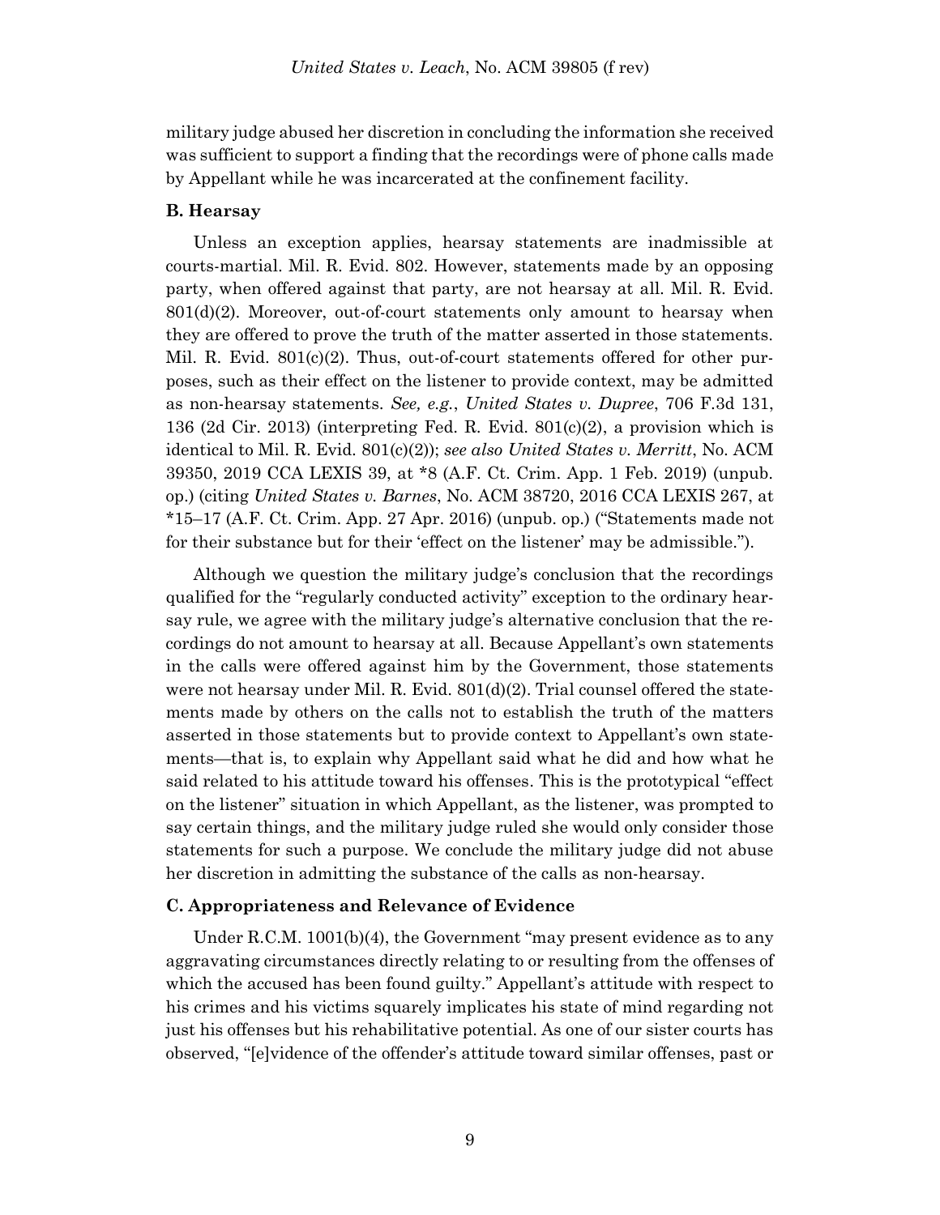military judge abused her discretion in concluding the information she received was sufficient to support a finding that the recordings were of phone calls made by Appellant while he was incarcerated at the confinement facility.

### B. Hearsay

Unless an exception applies, hearsay statements are inadmissible at courts-martial. Mil. R. Evid. 802. However, statements made by an opposing party, when offered against that party, are not hearsay at all. Mil. R. Evid. 801(d)(2). Moreover, out-of-court statements only amount to hearsay when they are offered to prove the truth of the matter asserted in those statements. Mil. R. Evid. 801(c)(2). Thus, out-of-court statements offered for other purposes, such as their effect on the listener to provide context, may be admitted as non-hearsay statements. *See, e.g.*, *United States v. Dupree*, 706 F.3d 131, 136 (2d Cir. 2013) (interpreting Fed. R. Evid. 801(c)(2), a provision which is identical to Mil. R. Evid. 801(c)(2)); *see also United States v. Merritt*, No. ACM 39350, 2019 CCA LEXIS 39, at *8 (A.F. Ct. Crim. App. 1 Feb. 2019) (unpub. op.) (citing *United States v. Barnes*, No. ACM 38720, 2016 CCA LEXIS 267, at *15–17 (A.F. Ct. Crim. App. 27 Apr. 2016) (unpub. op.) ("Statements made not for their substance but for their 'effect on the listener' may be admissible.").

Although we question the military judge's conclusion that the recordings qualified for the "regularly conducted activity" exception to the ordinary hearsay rule, we agree with the military judge's alternative conclusion that the recordings do not amount to hearsay at all. Because Appellant's own statements in the calls were offered against him by the Government, those statements were not hearsay under Mil. R. Evid. 801(d)(2). Trial counsel offered the statements made by others on the calls not to establish the truth of the matters asserted in those statements but to provide context to Appellant's own statements—that is, to explain why Appellant said what he did and how what he said related to his attitude toward his offenses. This is the prototypical "effect on the listener" situation in which Appellant, as the listener, was prompted to say certain things, and the military judge ruled she would only consider those statements for such a purpose. We conclude the military judge did not abuse her discretion in admitting the substance of the calls as non-hearsay.

### C. Appropriateness and Relevance of Evidence

Under R.C.M. 1001(b)(4), the Government "may present evidence as to any aggravating circumstances directly relating to or resulting from the offenses of which the accused has been found guilty." Appellant's attitude with respect to his crimes and his victims squarely implicates his state of mind regarding not just his offenses but his rehabilitative potential. As one of our sister courts has observed, "[e]vidence of the offender's attitude toward similar offenses, past or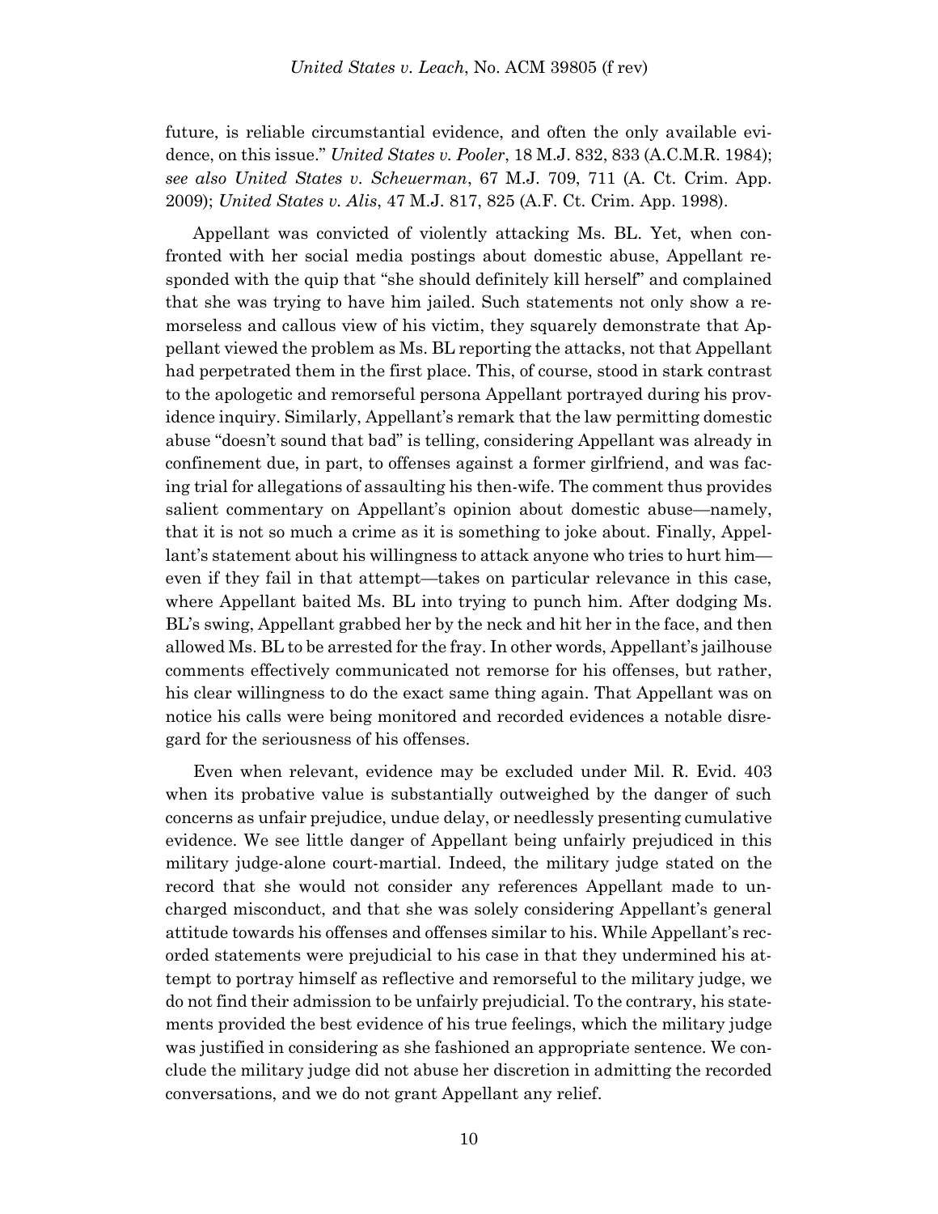future, is reliable circumstantial evidence, and often the only available evidence, on this issue." *United States v. Pooler*, 18 M.J. 832, 833 (A.C.M.R. 1984); *see also United States v. Scheuerman*, 67 M.J. 709, 711 (A. Ct. Crim. App. 2009); *United States v. Alis*, 47 M.J. 817, 825 (A.F. Ct. Crim. App. 1998).

Appellant was convicted of violently attacking Ms. BL. Yet, when confronted with her social media postings about domestic abuse, Appellant responded with the quip that "she should definitely kill herself" and complained that she was trying to have him jailed. Such statements not only show a remorseless and callous view of his victim, they squarely demonstrate that Appellant viewed the problem as Ms. BL reporting the attacks, not that Appellant had perpetrated them in the first place. This, of course, stood in stark contrast to the apologetic and remorseful persona Appellant portrayed during his providence inquiry. Similarly, Appellant's remark that the law permitting domestic abuse "doesn't sound that bad" is telling, considering Appellant was already in confinement due, in part, to offenses against a former girlfriend, and was facing trial for allegations of assaulting his then-wife. The comment thus provides salient commentary on Appellant's opinion about domestic abuse—namely, that it is not so much a crime as it is something to joke about. Finally, Appellant's statement about his willingness to attack anyone who tries to hurt him—even if they fail in that attempt—takes on particular relevance in this case, where Appellant baited Ms. BL into trying to punch him. After dodging Ms. BL's swing, Appellant grabbed her by the neck and hit her in the face, and then allowed Ms. BL to be arrested for the fray. In other words, Appellant's jailhouse comments effectively communicated not remorse for his offenses, but rather, his clear willingness to do the exact same thing again. That Appellant was on notice his calls were being monitored and recorded evidences a notable disregard for the seriousness of his offenses.

Even when relevant, evidence may be excluded under Mil. R. Evid. 403 when its probative value is substantially outweighed by the danger of such concerns as unfair prejudice, undue delay, or needlessly presenting cumulative evidence. We see little danger of Appellant being unfairly prejudiced in this military judge-alone court-martial. Indeed, the military judge stated on the record that she would not consider any references Appellant made to uncharged misconduct, and that she was solely considering Appellant's general attitude towards his offenses and offenses similar to his. While Appellant's recorded statements were prejudicial to his case in that they undermined his attempt to portray himself as reflective and remorseful to the military judge, we do not find their admission to be unfairly prejudicial. To the contrary, his statements provided the best evidence of his true feelings, which the military judge was justified in considering as she fashioned an appropriate sentence. We conclude the military judge did not abuse her discretion in admitting the recorded conversations, and we do not grant Appellant any relief.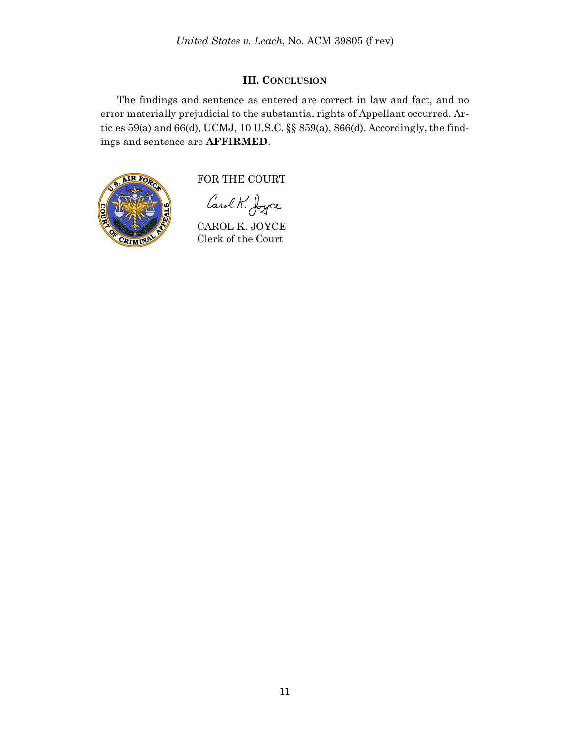### III. CONCLUSION

The findings and sentence as entered are correct in law and fact, and no error materially prejudicial to the substantial rights of Appellant occurred. Articles 59(a) and 66(d), UCMJ, 10 U.S.C. §§ 859(a), 866(d). Accordingly, the findings and sentence are **AFFIRMED**.

FOR THE COURT

CAROL K. JOYCE
Clerk of the Court